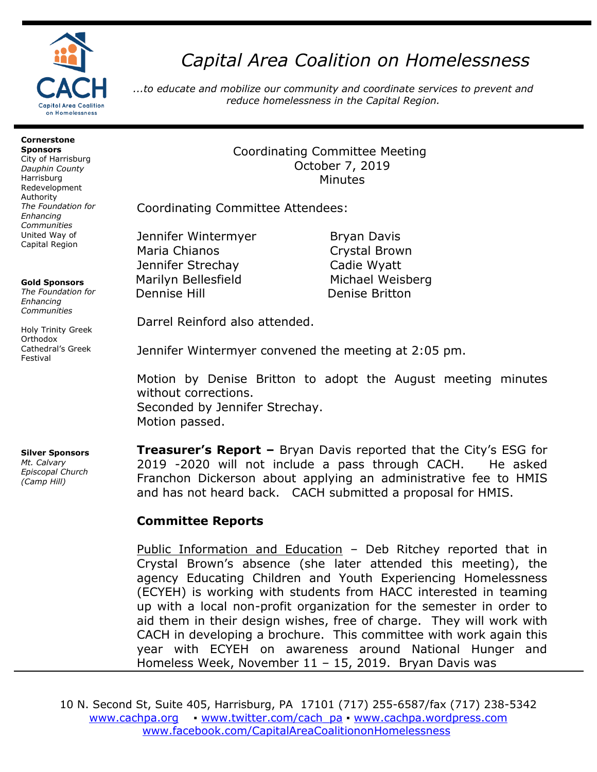# *Capital Area Coalition on Homelessness*

*...to educate and mobilize our community and coordinate services to prevent and reduce homelessness in the Capital Region.*

**Cornerstone Sponsors**
City of Harrisburg
*Dauphin County*
Harrisburg Redevelopment Authority
*The Foundation for Enhancing Communities*
United Way of Capital Region

**Gold Sponsors**
*The Foundation for Enhancing Communities*

Holy Trinity Greek Orthodox Cathedral's Greek Festival

**Silver Sponsors**
*Mt. Calvary Episcopal Church (Camp Hill)*

Coordinating Committee Meeting
October 7, 2019
Minutes

Coordinating Committee Attendees:

| | |
|---|---|
| Jennifer Wintermyer | Bryan Davis |
| Maria Chianos | Crystal Brown |
| Jennifer Strechay | Cadie Wyatt |
| Marilyn Bellesfield | Michael Weisberg |
| Dennise Hill | Denise Britton |

Darrel Reinford also attended.

Jennifer Wintermyer convened the meeting at 2:05 pm.

Motion by Denise Britton to adopt the August meeting minutes without corrections.
Seconded by Jennifer Strechay.
Motion passed.

**Treasurer's Report –** Bryan Davis reported that the City's ESG for 2019 -2020 will not include a pass through CACH. He asked Franchon Dickerson about applying an administrative fee to HMIS and has not heard back. CACH submitted a proposal for HMIS.

**Committee Reports**

Public Information and Education – Deb Ritchey reported that in Crystal Brown's absence (she later attended this meeting), the agency Educating Children and Youth Experiencing Homelessness (ECYEH) is working with students from HACC interested in teaming up with a local non-profit organization for the semester in order to aid them in their design wishes, free of charge. They will work with CACH in developing a brochure. This committee with work again this year with ECYEH on awareness around National Hunger and Homeless Week, November 11 – 15, 2019. Bryan Davis was

10 N. Second St, Suite 405, Harrisburg, PA 17101 (717) 255-6587/fax (717) 238-5342
www.cachpa.org ▪ www.twitter.com/cach_pa ▪ www.cachpa.wordpress.com
www.facebook.com/CapitalAreaCoalitiononHomelessness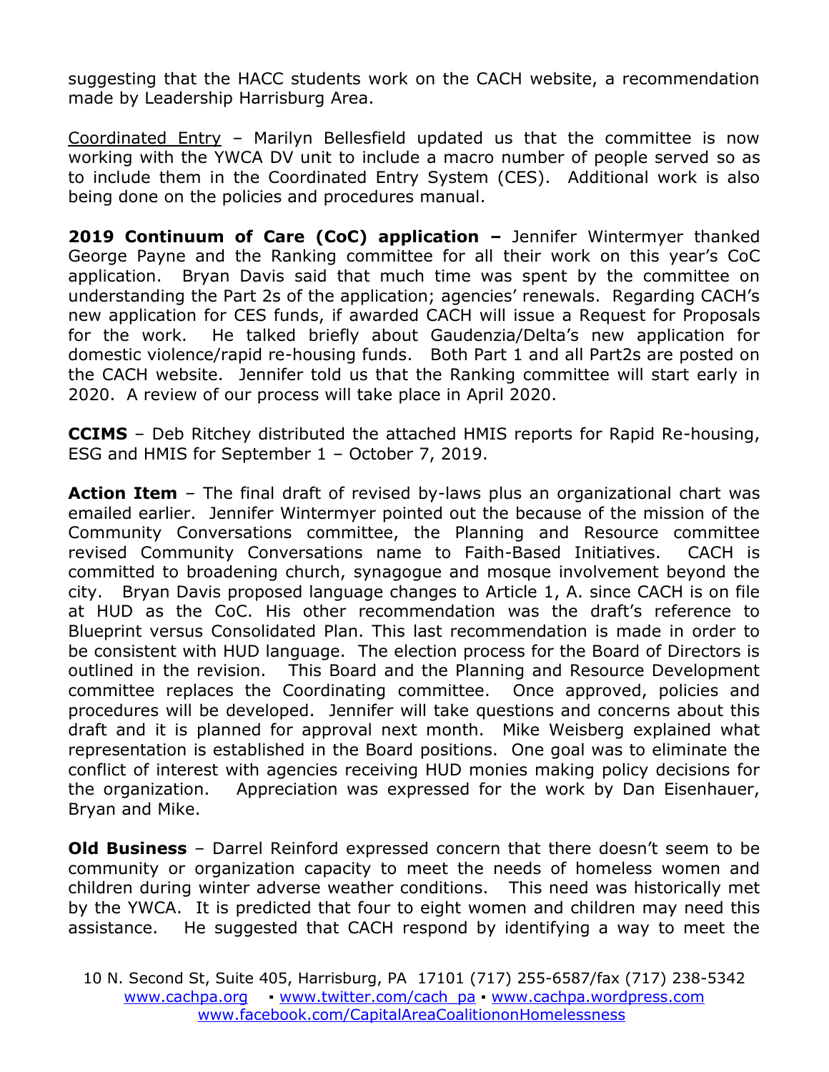suggesting that the HACC students work on the CACH website, a recommendation made by Leadership Harrisburg Area.

Coordinated Entry – Marilyn Bellesfield updated us that the committee is now working with the YWCA DV unit to include a macro number of people served so as to include them in the Coordinated Entry System (CES). Additional work is also being done on the policies and procedures manual.

**2019 Continuum of Care (CoC) application –** Jennifer Wintermyer thanked George Payne and the Ranking committee for all their work on this year's CoC application. Bryan Davis said that much time was spent by the committee on understanding the Part 2s of the application; agencies' renewals. Regarding CACH's new application for CES funds, if awarded CACH will issue a Request for Proposals for the work. He talked briefly about Gaudenzia/Delta's new application for domestic violence/rapid re-housing funds. Both Part 1 and all Part2s are posted on the CACH website. Jennifer told us that the Ranking committee will start early in 2020. A review of our process will take place in April 2020.

**CCIMS** – Deb Ritchey distributed the attached HMIS reports for Rapid Re-housing, ESG and HMIS for September 1 – October 7, 2019.

**Action Item** – The final draft of revised by-laws plus an organizational chart was emailed earlier. Jennifer Wintermyer pointed out the because of the mission of the Community Conversations committee, the Planning and Resource committee revised Community Conversations name to Faith-Based Initiatives. CACH is committed to broadening church, synagogue and mosque involvement beyond the city. Bryan Davis proposed language changes to Article 1, A. since CACH is on file at HUD as the CoC. His other recommendation was the draft's reference to Blueprint versus Consolidated Plan. This last recommendation is made in order to be consistent with HUD language. The election process for the Board of Directors is outlined in the revision. This Board and the Planning and Resource Development committee replaces the Coordinating committee. Once approved, policies and procedures will be developed. Jennifer will take questions and concerns about this draft and it is planned for approval next month. Mike Weisberg explained what representation is established in the Board positions. One goal was to eliminate the conflict of interest with agencies receiving HUD monies making policy decisions for the organization. Appreciation was expressed for the work by Dan Eisenhauer, Bryan and Mike.

**Old Business** – Darrel Reinford expressed concern that there doesn't seem to be community or organization capacity to meet the needs of homeless women and children during winter adverse weather conditions. This need was historically met by the YWCA. It is predicted that four to eight women and children may need this assistance. He suggested that CACH respond by identifying a way to meet the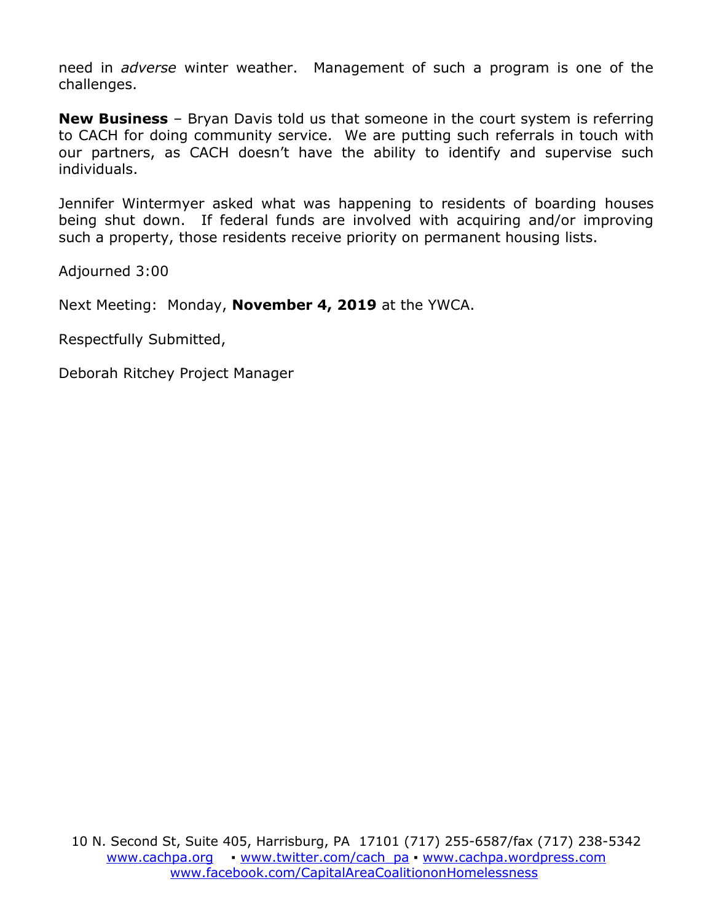need in *adverse* winter weather. Management of such a program is one of the challenges.

**New Business** – Bryan Davis told us that someone in the court system is referring to CACH for doing community service. We are putting such referrals in touch with our partners, as CACH doesn't have the ability to identify and supervise such individuals.

Jennifer Wintermyer asked what was happening to residents of boarding houses being shut down. If federal funds are involved with acquiring and/or improving such a property, those residents receive priority on permanent housing lists.

Adjourned 3:00

Next Meeting: Monday, **November 4, 2019** at the YWCA.

Respectfully Submitted,

Deborah Ritchey Project Manager

10 N. Second St, Suite 405, Harrisburg, PA 17101 (717) 255-6587/fax (717) 238-5342
www.cachpa.org ▪ www.twitter.com/cach_pa ▪ www.cachpa.wordpress.com
www.facebook.com/CapitalAreaCoalitiononHomelessness